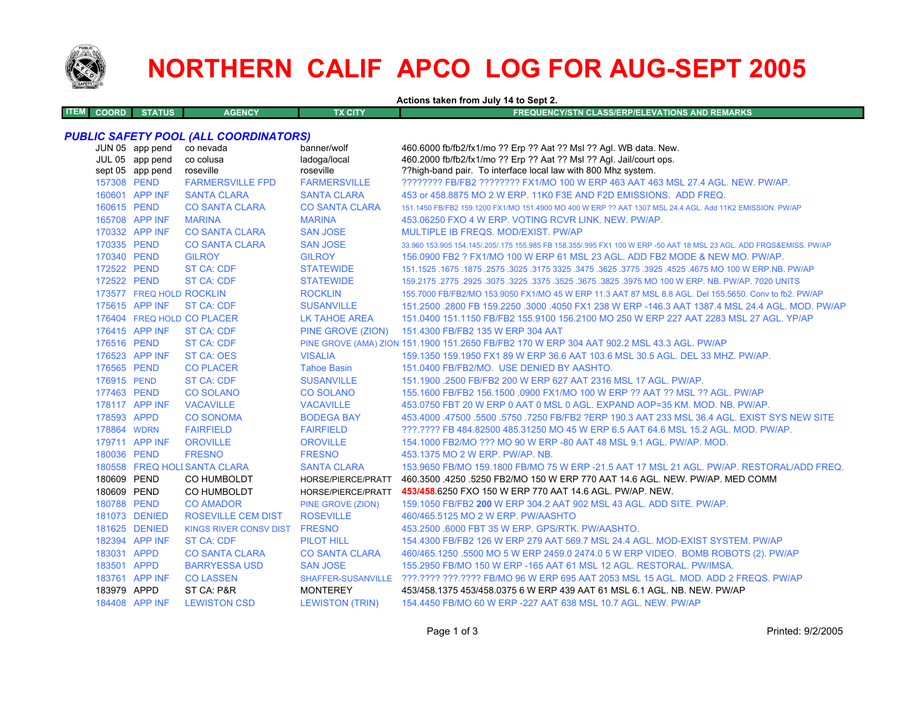# NORTHERN CALIF APCO LOG FOR AUG-SEPT 2005

**Actions taken from July 14 to Sept 2.**

| ITEM | COORD | STATUS | AGENCY | TX CITY | FREQUENCY/STN CLASS/ERP/ELEVATIONS AND REMARKS |
|---|---|---|---|---|---|
| ***PUBLIC SAFETY POOL (ALL COORDINATORS)*** | | | | | |
| | JUN 05 | app pend | co nevada | banner/wolf | 460.6000 fb/fb2/fx1/mo ?? Erp ?? Aat ?? Msl ?? Agl. WB data. New. |
| | JUL 05 | app pend | co colusa | ladoga/local | 460.2000 fb/fb2/fx1/mo ?? Erp ?? Aat ?? Msl ?? Agl. Jail/court ops. |
| | sept 05 | app pend | roseville | roseville | ??high-band pair. To interface local law with 800 Mhz system. |
| | 157308 | PEND | FARMERSVILLE FPD | FARMERSVILLE | ???????? FB/FB2 ???????? FX1/MO 100 W ERP 463 AAT 463 MSL 27.4 AGL. NEW. PW/AP. |
| | 160601 | APP INF | SANTA CLARA | SANTA CLARA | 453 or 458.8875 MO 2 W ERP. 11K0 F3E AND F2D EMISSIONS. ADD FREQ. |
| | 160615 | PEND | CO SANTA CLARA | CO SANTA CLARA | 151.1450 FB/FB2 159.1200 FX1/MO 151.4900 MO 400 W ERP ?? AAT 1307 MSL 24.4 AGL. Add 11K2 EMISSION. PW/AP |
| | 165708 | APP INF | MARINA | MARINA | 453.06250 FXO 4 W ERP. VOTING RCVR LINK. NEW. PW/AP. |
| | 170332 | APP INF | CO SANTA CLARA | SAN JOSE | MULTIPLE IB FREQS. MOD/EXIST. PW/AP |
| | 170335 | PEND | CO SANTA CLARA | SAN JOSE | 33.960 153.905 154.145/.205/.175 155.985 FB 158.355/.995 FX1 100 W ERP -50 AAT 18 MSL 23 AGL. ADD FRQS&EMISS. PW/AP |
| | 170340 | PEND | GILROY | GILROY | 156.0900 FB2 ? FX1/MO 100 W ERP 61 MSL 23 AGL. ADD FB2 MODE & NEW MO. PW/AP. |
| | 172522 | PEND | ST CA: CDF | STATEWIDE | 151.1525 .1675 .1875 .2575 .3025 .3175 3325 .3475 .3625 .3775 .3925 .4525 .4675 MO 100 W ERP.NB. PW/AP |
| | 172522 | PEND | ST CA: CDF | STATEWIDE | 159.2175 .2775 .2925 .3075 .3225 .3375 .3525 .3675 .3825 .3975 MO 100 W ERP. NB. PW/AP. 7020 UNITS |
| | 173577 | FREQ HOLD | ROCKLIN | ROCKLIN | 155.7000 FB/FB2/MO 153.9050 FX1/MO 45 W ERP 11.3 AAT 87 MSL 8.8 AGL. Del 155.5650. Conv to fb2. PW/AP |
| | 175615 | APP INF | ST CA: CDF | SUSANVILLE | 151.2500 .2800 FB 159.2250 .3000 .4050 FX1 238 W ERP -146.3 AAT 1387.4 MSL 24.4 AGL. MOD. PW/AP |
| | 176404 | FREQ HOLD | CO PLACER | LK TAHOE AREA | 151.0400 151.1150 FB/FB2 155.9100 156.2100 MO 250 W ERP 227 AAT 2283 MSL 27 AGL. YP/AP |
| | 176415 | APP INF | ST CA: CDF | PINE GROVE (ZION) | 151.4300 FB/FB2 135 W ERP 304 AAT |
| | 176516 | PEND | ST CA: CDF | PINE GROVE (AMA) ZION | 151.1900 151.2650 FB/FB2 170 W ERP 304 AAT 902.2 MSL 43.3 AGL. PW/AP |
| | 176523 | APP INF | ST CA: OES | VISALIA | 159.1350 159.1950 FX1 89 W ERP 36.6 AAT 103.6 MSL 30.5 AGL. DEL 33 MHZ. PW/AP. |
| | 176565 | PEND | CO PLACER | Tahoe Basin | 151.0400 FB/FB2/MO. USE DENIED BY AASHTO. |
| | 176915 | PEND | ST CA: CDF | SUSANVILLE | 151.1900 .2500 FB/FB2 200 W ERP 627 AAT 2316 MSL 17 AGL. PW/AP. |
| | 177463 | PEND | CO SOLANO | CO SOLANO | 155.1600 FB/FB2 156.1500 .0900 FX1/MO 100 W ERP ?? AAT ?? MSL ?? AGL. PW/AP |
| | 178117 | APP INF | VACAVILLE | VACAVILLE | 453.0750 FBT 20 W ERP 0 AAT 0 MSL 0 AGL. EXPAND AOP=35 KM. MOD. NB. PW/AP. |
| | 178593 | APPD | CO SONOMA | BODEGA BAY | 453.4000 .47500 .5500 .5750 .7250 FB/FB2 ?ERP 190.3 AAT 233 MSL 36.4 AGL. EXIST SYS NEW SITE |
| | 178864 | WDRN | FAIRFIELD | FAIRFIELD | ???.???? FB 484.82500 485.31250 MO 45 W ERP 6.5 AAT 64.6 MSL 15.2 AGL. MOD. PW/AP. |
| | 179711 | APP INF | OROVILLE | OROVILLE | 154.1000 FB2/MO ??? MO 90 W ERP -80 AAT 48 MSL 9.1 AGL. PW/AP. MOD. |
| | 180036 | PEND | FRESNO | FRESNO | 453.1375 MO 2 W ERP. PW/AP. NB. |
| | 180558 | FREQ HOLI | SANTA CLARA | SANTA CLARA | 153.9650 FB/MO 159.1800 FB/MO 75 W ERP -21.5 AAT 17 MSL 21 AGL. PW/AP. RESTORAL/ADD FREQ. |
| | 180609 | PEND | CO HUMBOLDT | HORSE/PIERCE/PRATT | 460.3500 .4250 .5250 FB2/MO 150 W ERP 770 AAT 14.6 AGL. NEW. PW/AP. MED COMM |
| | 180609 | PEND | CO HUMBOLDT | HORSE/PIERCE/PRATT | 453/458.6250 FXO 150 W ERP 770 AAT 14.6 AGL. PW/AP. NEW. |
| | 180788 | PEND | CO AMADOR | PINE GROVE (ZION) | 159.1050 FB/FB2 **200** W ERP 304.2 AAT 902 MSL 43 AGL. ADD SITE. PW/AP. |
| | 181073 | DENIED | ROSEVILLE CEM DIST | ROSEVILLE | 460/465.5125 MO 2 W ERP. PW/AASHTO |
| | 181625 | DENIED | KINGS RIVER CONSV DIST | FRESNO | 453.2500 .6000 FBT 35 W ERP. GPS/RTK. PW/AASHTO. |
| | 182394 | APP INF | ST CA: CDF | PILOT HILL | 154.4300 FB/FB2 126 W ERP 279 AAT 569.7 MSL 24.4 AGL. MOD-EXIST SYSTEM. PW/AP |
| | 183031 | APPD | CO SANTA CLARA | CO SANTA CLARA | 460/465.1250 .5500 MO 5 W ERP 2459.0 2474.0 5 W ERP VIDEO. BOMB ROBOTS (2). PW/AP |
| | 183501 | APPD | BARRYESSA USD | SAN JOSE | 155.2950 FB/MO 150 W ERP -165 AAT 61 MSL 12 AGL. RESTORAL. PW/IMSA. |
| | 183761 | APP INF | CO LASSEN | SHAFFER-SUSANVILLE | ???.???? ???.???? FB/MO 96 W ERP 695 AAT 2053 MSL 15 AGL. MOD. ADD 2 FREQS. PW/AP |
| | 183979 | APPD | ST CA: P&R | MONTEREY | 453/458.1375 453/458.0375 6 W ERP 439 AAT 61 MSL 6.1 AGL. NB. NEW. PW/AP |
| | 184408 | APP INF | LEWISTON CSD | LEWISTON (TRIN) | 154.4450 FB/MO 60 W ERP -227 AAT 638 MSL 10.7 AGL. NEW. PW/AP |

Printed: 9/2/2005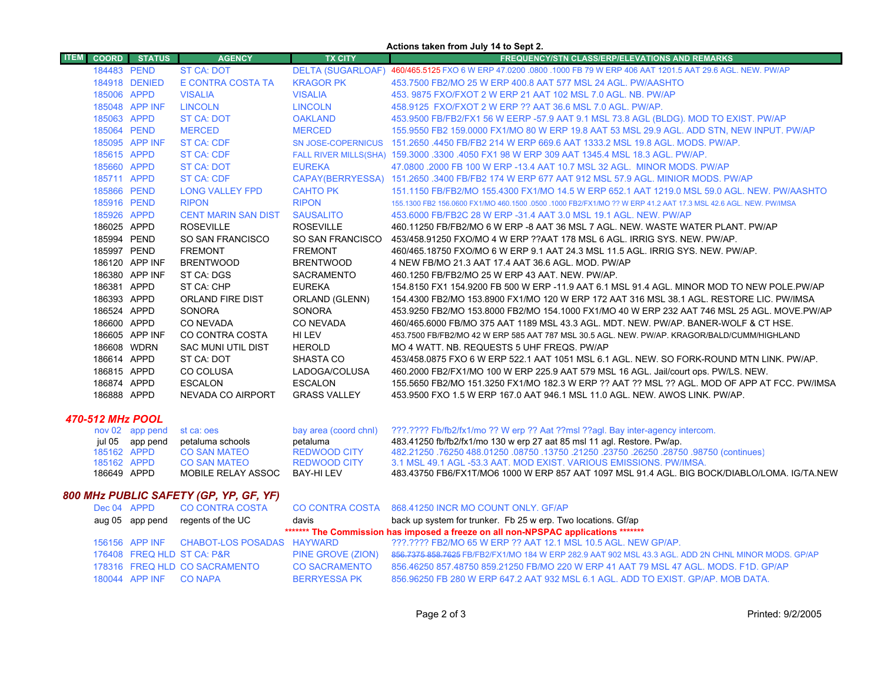Actions taken from July 14 to Sept 2.

| ITEM | COORD | STATUS | AGENCY | TX CITY | FREQUENCY/STN CLASS/ERP/ELEVATIONS AND REMARKS |
|---|---|---|---|---|---|
| | 184483 | PEND | ST CA: DOT | DELTA (SUGARLOAF) | 460/465.5125 FXO 6 W ERP 47.0200 .0800 .1000 FB 79 W ERP 406 AAT 1201.5 AAT 29.6 AGL. NEW. PW/AP |
| | 184918 | DENIED | E CONTRA COSTA TA | KRAGOR PK | 453.7500 FB2/MO 25 W ERP 400.8 AAT 577 MSL 24 AGL. PW/AASHTO |
| | 185006 | APPD | VISALIA | VISALIA | 453. 9875 FXO/FXOT 2 W ERP 21 AAT 102 MSL 7.0 AGL. NB. PW/AP |
| | 185048 | APP INF | LINCOLN | LINCOLN | 458.9125 FXO/FXOT 2 W ERP ?? AAT 36.6 MSL 7.0 AGL. PW/AP. |
| | 185063 | APPD | ST CA: DOT | OAKLAND | 453.9500 FB/FB2/FX1 56 W EERP -57.9 AAT 9.1 MSL 73.8 AGL (BLDG). MOD TO EXIST. PW/AP |
| | 185064 | PEND | MERCED | MERCED | 155.9550 FB2 159.0000 FX1/MO 80 W ERP 19.8 AAT 53 MSL 29.9 AGL. ADD STN, NEW INPUT. PW/AP |
| | 185095 | APP INF | ST CA: CDF | SN JOSE-COPERNICUS | 151.2650 .4450 FB/FB2 214 W ERP 669.6 AAT 1333.2 MSL 19.8 AGL. MODS. PW/AP. |
| | 185615 | APPD | ST CA: CDF | FALL RIVER MILLS(SHA) | 159.3000 .3300 .4050 FX1 98 W ERP 309 AAT 1345.4 MSL 18.3 AGL. PW/AP. |
| | 185660 | APPD | ST CA: DOT | EUREKA | 47.0800 .2000 FB 100 W ERP -13.4 AAT 10.7 MSL 32 AGL. MINOR MODS. PW/AP |
| | 185711 | APPD | ST CA: CDF | CAPAY(BERRYESSA) | 151.2650 .3400 FB/FB2 174 W ERP 677 AAT 912 MSL 57.9 AGL. MINIOR MODS. PW/AP |
| | 185866 | PEND | LONG VALLEY FPD | CAHTO PK | 151.1150 FB/FB2/MO 155.4300 FX1/MO 14.5 W ERP 652.1 AAT 1219.0 MSL 59.0 AGL. NEW. PW/AASHTO |
| | 185916 | PEND | RIPON | RIPON | 155.1300 FB2 156.0600 FX1/MO 460.1500 .0500 .1000 FB2/FX1/MO ?? W ERP 41.2 AAT 17.3 MSL 42.6 AGL. NEW. PW/IMSA |
| | 185926 | APPD | CENT MARIN SAN DIST | SAUSALITO | 453.6000 FB/FB2C 28 W ERP -31.4 AAT 3.0 MSL 19.1 AGL. NEW. PW/AP |
| | 186025 | APPD | ROSEVILLE | ROSEVILLE | 460.11250 FB/FB2/MO 6 W ERP -8 AAT 36 MSL 7 AGL. NEW. WASTE WATER PLANT. PW/AP |
| | 185994 | PEND | SO SAN FRANCISCO | SO SAN FRANCISCO | 453/458.91250 FXO/MO 4 W ERP ??AAT 178 MSL 6 AGL. IRRIG SYS. NEW. PW/AP. |
| | 185997 | PEND | FREMONT | FREMONT | 460/465.18750 FXO/MO 6 W ERP 9.1 AAT 24.3 MSL 11.5 AGL. IRRIG SYS. NEW. PW/AP. |
| | 186120 | APP INF | BRENTWOOD | BRENTWOOD | 4 NEW FB/MO 21.3 AAT 17.4 AAT 36.6 AGL. MOD. PW/AP |
| | 186380 | APP INF | ST CA: DGS | SACRAMENTO | 460.1250 FB/FB2/MO 25 W ERP 43 AAT. NEW. PW/AP. |
| | 186381 | APPD | ST CA: CHP | EUREKA | 154.8150 FX1 154.9200 FB 500 W ERP -11.9 AAT 6.1 MSL 91.4 AGL. MINOR MOD TO NEW POLE.PW/AP |
| | 186393 | APPD | ORLAND FIRE DIST | ORLAND (GLENN) | 154.4300 FB2/MO 153.8900 FX1/MO 120 W ERP 172 AAT 316 MSL 38.1 AGL. RESTORE LIC. PW/IMSA |
| | 186524 | APPD | SONORA | SONORA | 453.9250 FB2/MO 153.8000 FB2/MO 154.1000 FX1/MO 40 W ERP 232 AAT 746 MSL 25 AGL. MOVE.PW/AP |
| | 186600 | APPD | CO NEVADA | CO NEVADA | 460/465.6000 FB/MO 375 AAT 1189 MSL 43.3 AGL. MDT. NEW. PW/AP. BANER-WOLF & CT HSE. |
| | 186605 | APP INF | CO CONTRA COSTA | HI LEV | 453.7500 FB/FB2/MO 42 W ERP 585 AAT 787 MSL 30.5 AGL. NEW. PW/AP. KRAGOR/BALD/CUMM/HIGHLAND |
| | 186608 | WDRN | SAC MUNI UTIL DIST | HEROLD | MO 4 WATT. NB. REQUESTS 5 UHF FREQS. PW/AP |
| | 186614 | APPD | ST CA: DOT | SHASTA CO | 453/458.0875 FXO 6 W ERP 522.1 AAT 1051 MSL 6.1 AGL. NEW. SO FORK-ROUND MTN LINK. PW/AP. |
| | 186815 | APPD | CO COLUSA | LADOGA/COLUSA | 460.2000 FB2/FX1/MO 100 W ERP 225.9 AAT 579 MSL 16 AGL. Jail/court ops. PW/LS. NEW. |
| | 186874 | APPD | ESCALON | ESCALON | 155.5650 FB2/MO 151.3250 FX1/MO 182.3 W ERP ?? AAT ?? MSL ?? AGL. MOD OF APP AT FCC. PW/IMSA |
| | 186888 | APPD | NEVADA CO AIRPORT | GRASS VALLEY | 453.9500 FXO 1.5 W ERP 167.0 AAT 946.1 MSL 11.0 AGL. NEW. AWOS LINK. PW/AP. |

## *470-512 MHz POOL*

| ITEM | COORD | STATUS | AGENCY | TX CITY | FREQUENCY/STN CLASS/ERP/ELEVATIONS AND REMARKS |
|---|---|---|---|---|---|
| | nov 02 | app pend | st ca: oes | bay area (coord chnl) | ???.???? Fb/fb2/fx1/mo ?? W erp ?? Aat ??msl ??agl. Bay inter-agency intercom. |
| | jul 05 | app pend | petaluma schools | petaluma | 483.41250 fb/fb2/fx1/mo 130 w erp 27 aat 85 msl 11 agl. Restore. Pw/ap. |
| | 185162 | APPD | CO SAN MATEO | REDWOOD CITY | 482.21250 .76250 488.01250 .08750 .13750 .21250 .23750 .26250 .28750 .98750 (continues) |
| | 185162 | APPD | CO SAN MATEO | REDWOOD CITY | 3.1 MSL 49.1 AGL -53.3 AAT. MOD EXIST. VARIOUS EMISSIONS. PW/IMSA. |
| | 186649 | APPD | MOBILE RELAY ASSOC | BAY-HI LEV | 483.43750 FB6/FX1T/MO6 1000 W ERP 857 AAT 1097 MSL 91.4 AGL. BIG BOCK/DIABLO/LOMA. IG/TA.NEW |

## *800 MHz PUBLIC SAFETY (GP, YP, GF, YF)*

| ITEM | COORD | STATUS | AGENCY | TX CITY | FREQUENCY/STN CLASS/ERP/ELEVATIONS AND REMARKS |
|---|---|---|---|---|---|
| | Dec 04 | APPD | CO CONTRA COSTA | CO CONTRA COSTA | 868.41250 INCR MO COUNT ONLY. GF/AP |
| | aug 05 | app pend | regents of the UC | davis | back up system for trunker. Fb 25 w erp. Two locations. Gf/ap |

**\*\*\*\*\*\*\* The Commission has imposed a freeze on all non-NPSPAC applications \*\*\*\*\*\*\***

| ITEM | COORD | STATUS | AGENCY | TX CITY | FREQUENCY/STN CLASS/ERP/ELEVATIONS AND REMARKS |
|---|---|---|---|---|---|
| | 156156 | APP INF | CHABOT-LOS POSADAS | HAYWARD | ???.???? FB2/MO 65 W ERP ?? AAT 12.1 MSL 10.5 AGL. NEW GP/AP. |
| | 176408 | FREQ HLD | ST CA: P&R | PINE GROVE (ZION) | ~~856.7375 858.7625~~ FB/FB2/FX1/MO 184 W ERP 282.9 AAT 902 MSL 43.3 AGL. ADD 2N CHNL MINOR MODS. GP/AP |
| | 178316 | FREQ HLD | CO SACRAMENTO | CO SACRAMENTO | 856.46250 857.48750 859.21250 FB/MO 220 W ERP 41 AAT 79 MSL 47 AGL. MODS. F1D. GP/AP |
| | 180044 | APP INF | CO NAPA | BERRYESSA PK | 856.96250 FB 280 W ERP 647.2 AAT 932 MSL 6.1 AGL. ADD TO EXIST. GP/AP. MOB DATA. |

Printed: 9/2/2005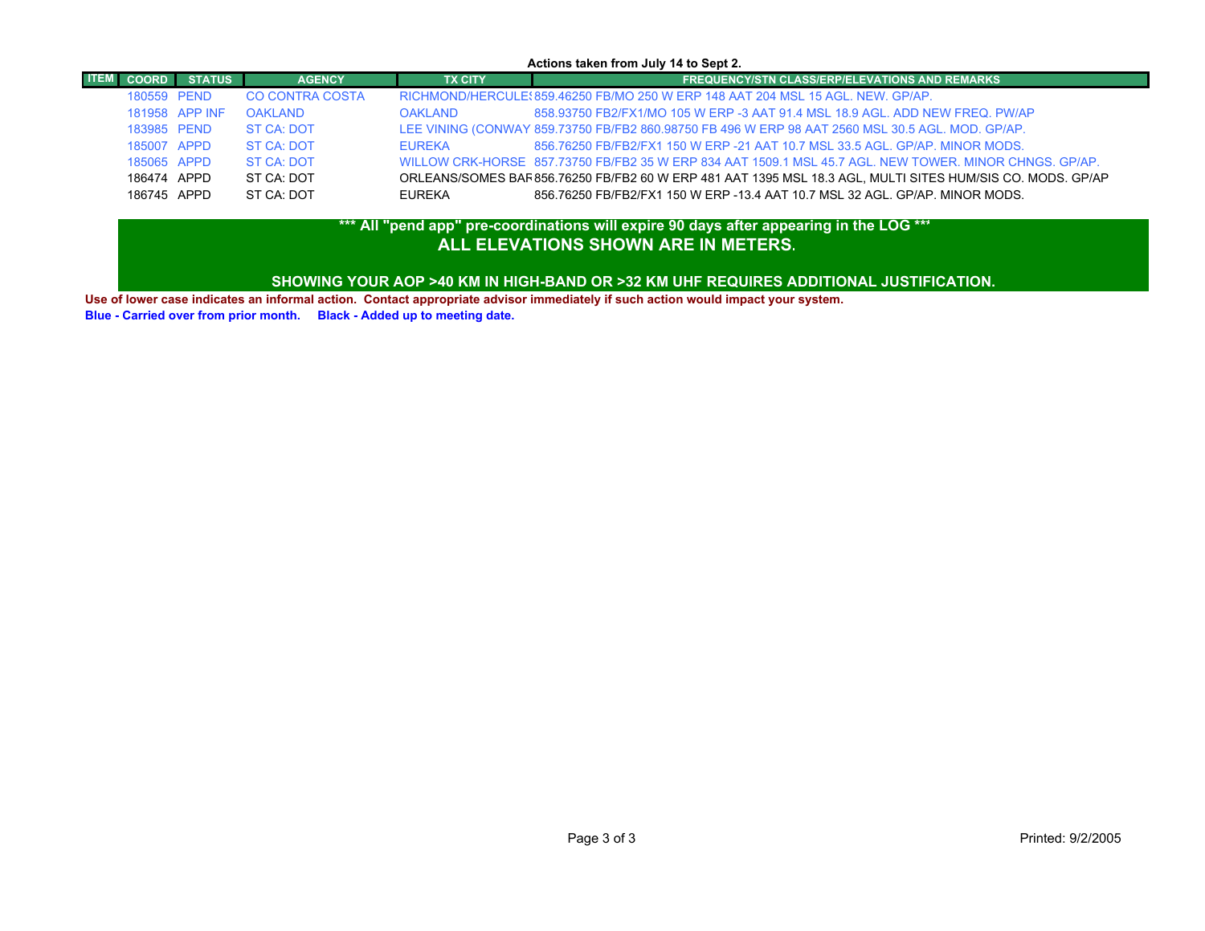**Actions taken from July 14 to Sept 2.**

| ITEM | COORD | STATUS | AGENCY | TX CITY | FREQUENCY/STN CLASS/ERP/ELEVATIONS AND REMARKS |
|---|---|---|---|---|---|
| | 180559 | PEND | CO CONTRA COSTA | RICHMOND/HERCULES | 859.46250 FB/MO 250 W ERP 148 AAT 204 MSL 15 AGL. NEW. GP/AP. |
| | 181958 | APP INF | OAKLAND | OAKLAND | 858.93750 FB2/FX1/MO 105 W ERP -3 AAT 91.4 MSL 18.9 AGL. ADD NEW FREQ. PW/AP |
| | 183985 | PEND | ST CA: DOT | LEE VINING (CONWAY | 859.73750 FB/FB2 860.98750 FB 496 W ERP 98 AAT 2560 MSL 30.5 AGL. MOD. GP/AP. |
| | 185007 | APPD | ST CA: DOT | EUREKA | 856.76250 FB/FB2/FX1 150 W ERP -21 AAT 10.7 MSL 33.5 AGL. GP/AP. MINOR MODS. |
| | 185065 | APPD | ST CA: DOT | WILLOW CRK-HORSE | 857.73750 FB/FB2 35 W ERP 834 AAT 1509.1 MSL 45.7 AGL. NEW TOWER. MINOR CHNGS. GP/AP. |
| | 186474 | APPD | ST CA: DOT | ORLEANS/SOMES BAR | 856.76250 FB/FB2 60 W ERP 481 AAT 1395 MSL 18.3 AGL, MULTI SITES HUM/SIS CO. MODS. GP/AP |
| | 186745 | APPD | ST CA: DOT | EUREKA | 856.76250 FB/FB2/FX1 150 W ERP -13.4 AAT 10.7 MSL 32 AGL. GP/AP. MINOR MODS. |

**\*\*\* All "pend app" pre-coordinations will expire 90 days after appearing in the LOG \*\*\***

**ALL ELEVATIONS SHOWN ARE IN METERS.**

**SHOWING YOUR AOP >40 KM IN HIGH-BAND OR >32 KM UHF REQUIRES ADDITIONAL JUSTIFICATION.**

**Use of lower case indicates an informal action. Contact appropriate advisor immediately if such action would impact your system.**

**Blue - Carried over from prior month. Black - Added up to meeting date.**

Printed: 9/2/2005